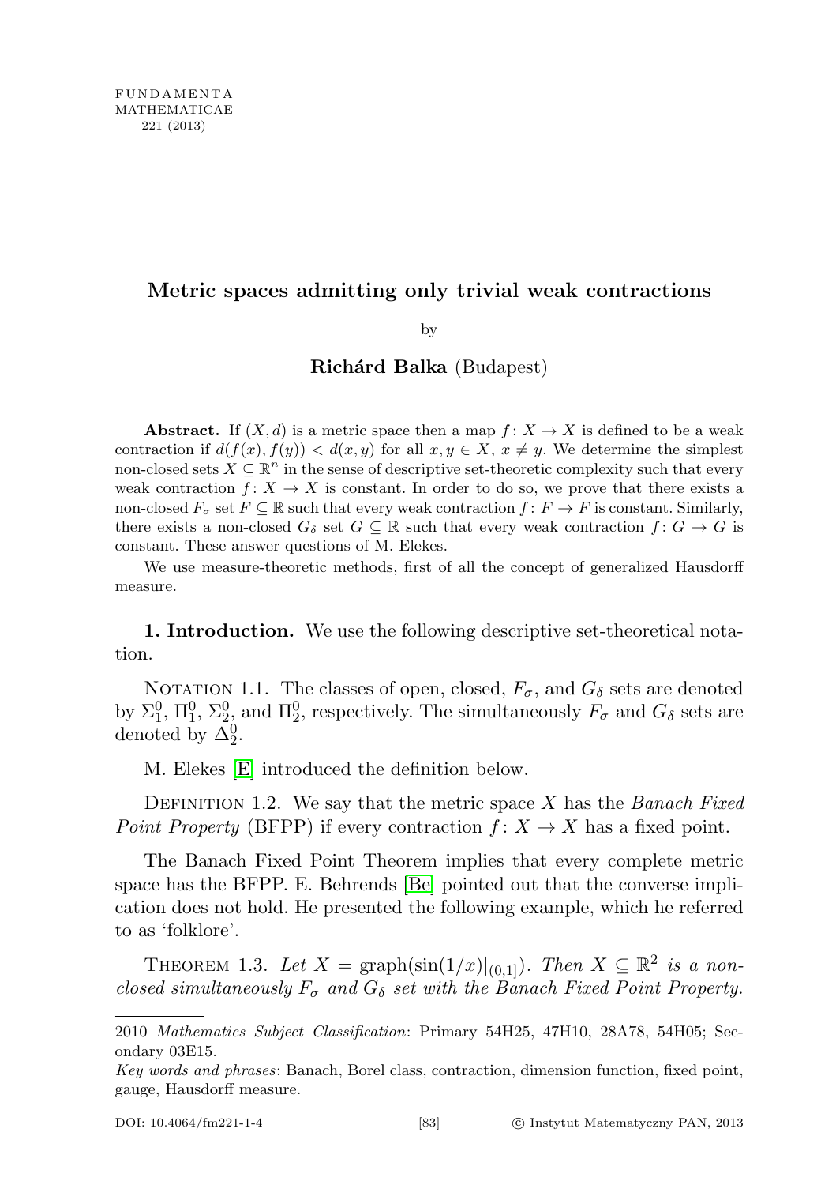# Metric spaces admitting only trivial weak contractions

by

**Richárd Balka** (Budapest)

**Abstract.** If $(X, d)$ is a metric space then a map $f: X \to X$ is defined to be a weak contraction if $d(f(x), f(y)) < d(x, y)$ for all $x, y \in X$, $x \neq y$. We determine the simplest non-closed sets $X \subseteq \mathbb{R}^n$ in the sense of descriptive set-theoretic complexity such that every weak contraction $f: X \to X$ is constant. In order to do so, we prove that there exists a non-closed $F_\sigma$ set $F \subseteq \mathbb{R}$ such that every weak contraction $f: F \to F$ is constant. Similarly, there exists a non-closed $G_\delta$ set $G \subseteq \mathbb{R}$ such that every weak contraction $f: G \to G$ is constant. These answer questions of M. Elekes.

We use measure-theoretic methods, first of all the concept of generalized Hausdorff measure.

**1. Introduction.** We use the following descriptive set-theoretical notation.

Notation 1.1. The classes of open, closed, $F_\sigma$, and $G_\delta$ sets are denoted by $\Sigma_1^0$, $\Pi_1^0$, $\Sigma_2^0$, and $\Pi_2^0$, respectively. The simultaneously $F_\sigma$ and $G_\delta$ sets are denoted by $\Delta_2^0$.

M. Elekes [E] introduced the definition below.

Definition 1.2. We say that the metric space $X$ has the *Banach Fixed Point Property* (BFPP) if every contraction $f: X \to X$ has a fixed point.

The Banach Fixed Point Theorem implies that every complete metric space has the BFPP. E. Behrends [Be] pointed out that the converse implication does not hold. He presented the following example, which he referred to as 'folklore'.

Theorem 1.3. *Let $X = \operatorname{graph}(\sin(1/x)|_{(0,1]})$. Then $X \subseteq \mathbb{R}^2$ is a non-closed simultaneously $F_\sigma$ and $G_\delta$ set with the Banach Fixed Point Property.*

---

2010 *Mathematics Subject Classification*: Primary 54H25, 47H10, 28A78, 54H05; Secondary 03E15.

*Key words and phrases*: Banach, Borel class, contraction, dimension function, fixed point, gauge, Hausdorff measure.

DOI: 10.4064/fm221-1-4 © Instytut Matematyczny PAN, 2013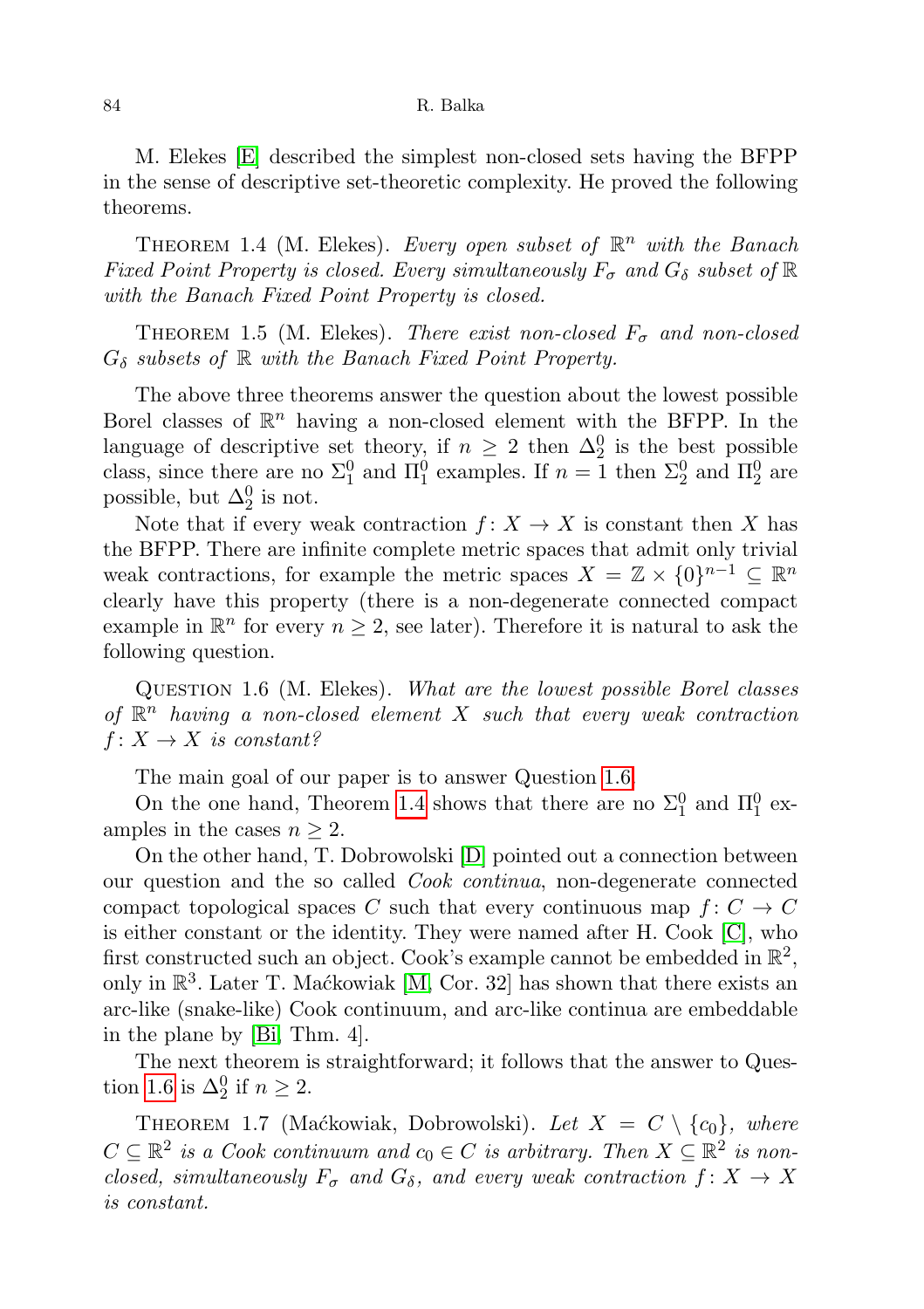M. Elekes [E] described the simplest non-closed sets having the BFPP in the sense of descriptive set-theoretic complexity. He proved the following theorems.

Theorem 1.4 (M. Elekes). *Every open subset of $\mathbb{R}^n$ with the Banach Fixed Point Property is closed. Every simultaneously $F_\sigma$ and $G_\delta$ subset of $\mathbb{R}$ with the Banach Fixed Point Property is closed.*

Theorem 1.5 (M. Elekes). *There exist non-closed $F_\sigma$ and non-closed $G_\delta$ subsets of $\mathbb{R}$ with the Banach Fixed Point Property.*

The above three theorems answer the question about the lowest possible Borel classes of $\mathbb{R}^n$ having a non-closed element with the BFPP. In the language of descriptive set theory, if $n \geq 2$ then $\Delta^0_2$ is the best possible class, since there are no $\Sigma^0_1$ and $\Pi^0_1$ examples. If $n = 1$ then $\Sigma^0_2$ and $\Pi^0_2$ are possible, but $\Delta^0_2$ is not.

Note that if every weak contraction $f : X \to X$ is constant then $X$ has the BFPP. There are infinite complete metric spaces that admit only trivial weak contractions, for example the metric spaces $X = \mathbb{Z} \times \{0\}^{n-1} \subseteq \mathbb{R}^n$ clearly have this property (there is a non-degenerate connected compact example in $\mathbb{R}^n$ for every $n \geq 2$, see later). Therefore it is natural to ask the following question.

Question 1.6 (M. Elekes). *What are the lowest possible Borel classes of $\mathbb{R}^n$ having a non-closed element $X$ such that every weak contraction $f : X \to X$ is constant?*

The main goal of our paper is to answer Question 1.6.

On the one hand, Theorem 1.4 shows that there are no $\Sigma^0_1$ and $\Pi^0_1$ examples in the cases $n \geq 2$.

On the other hand, T. Dobrowolski [D] pointed out a connection between our question and the so called *Cook continua*, non-degenerate connected compact topological spaces $C$ such that every continuous map $f : C \to C$ is either constant or the identity. They were named after H. Cook [C], who first constructed such an object. Cook's example cannot be embedded in $\mathbb{R}^2$, only in $\mathbb{R}^3$. Later T. Maćkowiak [M, Cor. 32] has shown that there exists an arc-like (snake-like) Cook continuum, and arc-like continua are embeddable in the plane by [Bi, Thm. 4].

The next theorem is straightforward; it follows that the answer to Question 1.6 is $\Delta^0_2$ if $n \geq 2$.

Theorem 1.7 (Maćkowiak, Dobrowolski). *Let $X = C \setminus \{c_0\}$, where $C \subseteq \mathbb{R}^2$ is a Cook continuum and $c_0 \in C$ is arbitrary. Then $X \subseteq \mathbb{R}^2$ is non-closed, simultaneously $F_\sigma$ and $G_\delta$, and every weak contraction $f : X \to X$ is constant.*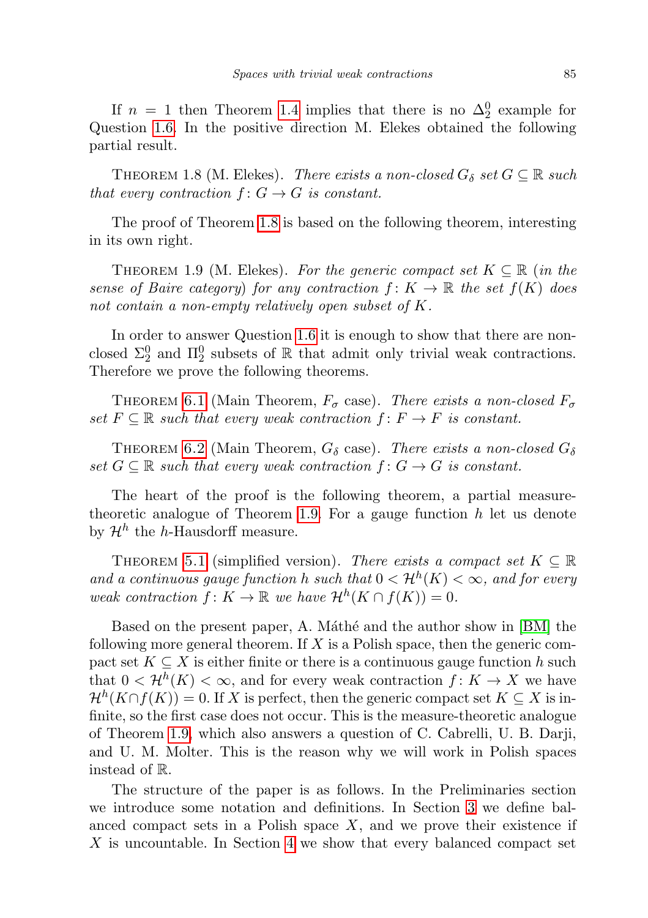If $n = 1$ then Theorem 1.4 implies that there is no $\Delta^0_2$ example for Question 1.6. In the positive direction M. Elekes obtained the following partial result.

Theorem 1.8 (M. Elekes). *There exists a non-closed $G_\delta$ set $G \subseteq \mathbb{R}$ such that every contraction $f\colon G \to G$ is constant.*

The proof of Theorem 1.8 is based on the following theorem, interesting in its own right.

Theorem 1.9 (M. Elekes). *For the generic compact set $K \subseteq \mathbb{R}$ (in the sense of Baire category) for any contraction $f\colon K \to \mathbb{R}$ the set $f(K)$ does not contain a non-empty relatively open subset of $K$.*

In order to answer Question 1.6 it is enough to show that there are non-closed $\Sigma^0_2$ and $\Pi^0_2$ subsets of $\mathbb{R}$ that admit only trivial weak contractions. Therefore we prove the following theorems.

Theorem 6.1 (Main Theorem, $F_\sigma$ case). *There exists a non-closed $F_\sigma$ set $F \subseteq \mathbb{R}$ such that every weak contraction $f\colon F \to F$ is constant.*

Theorem 6.2 (Main Theorem, $G_\delta$ case). *There exists a non-closed $G_\delta$ set $G \subseteq \mathbb{R}$ such that every weak contraction $f\colon G \to G$ is constant.*

The heart of the proof is the following theorem, a partial measure-theoretic analogue of Theorem 1.9. For a gauge function $h$ let us denote by $\mathcal{H}^h$ the $h$-Hausdorff measure.

Theorem 5.1 (simplified version). *There exists a compact set $K \subseteq \mathbb{R}$ and a continuous gauge function $h$ such that $0 < \mathcal{H}^h(K) < \infty$, and for every weak contraction $f\colon K \to \mathbb{R}$ we have $\mathcal{H}^h(K \cap f(K)) = 0$.*

Based on the present paper, A. Máthé and the author show in [BM] the following more general theorem. If $X$ is a Polish space, then the generic compact set $K \subseteq X$ is either finite or there is a continuous gauge function $h$ such that $0 < \mathcal{H}^h(K) < \infty$, and for every weak contraction $f\colon K \to X$ we have $\mathcal{H}^h(K \cap f(K)) = 0$. If $X$ is perfect, then the generic compact set $K \subseteq X$ is infinite, so the first case does not occur. This is the measure-theoretic analogue of Theorem 1.9, which also answers a question of C. Cabrelli, U. B. Darji, and U. M. Molter. This is the reason why we will work in Polish spaces instead of $\mathbb{R}$.

The structure of the paper is as follows. In the Preliminaries section we introduce some notation and definitions. In Section 3 we define balanced compact sets in a Polish space $X$, and we prove their existence if $X$ is uncountable. In Section 4 we show that every balanced compact set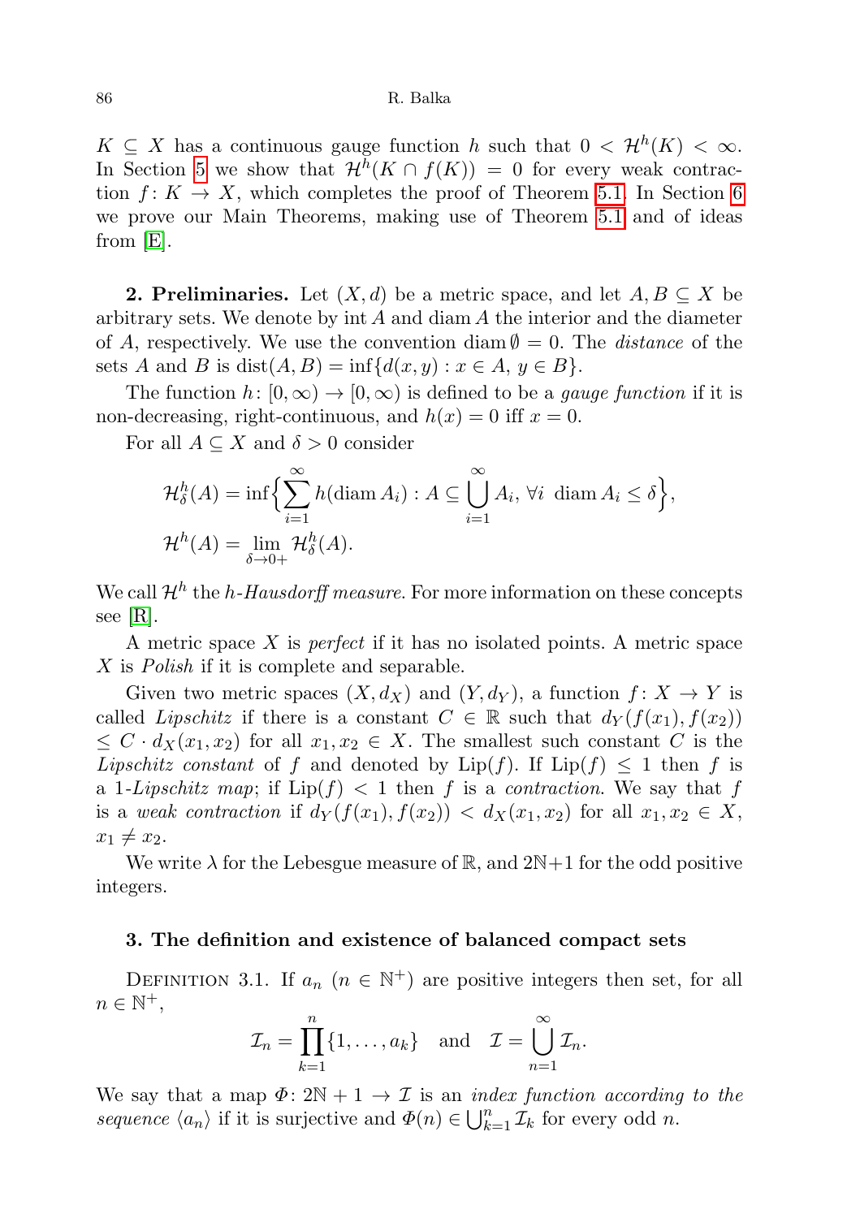$K \subseteq X$ has a continuous gauge function $h$ such that $0 < \mathcal{H}^h(K) < \infty$. In Section 5 we show that $\mathcal{H}^h(K \cap f(K)) = 0$ for every weak contraction $f\colon K \to X$, which completes the proof of Theorem 5.1. In Section 6 we prove our Main Theorems, making use of Theorem 5.1 and of ideas from [E].

**2. Preliminaries.** Let $(X, d)$ be a metric space, and let $A, B \subseteq X$ be arbitrary sets. We denote by $\operatorname{int} A$ and $\operatorname{diam} A$ the interior and the diameter of $A$, respectively. We use the convention $\operatorname{diam} \emptyset = 0$. The *distance* of the sets $A$ and $B$ is $\operatorname{dist}(A, B) = \inf\{d(x, y) : x \in A,\ y \in B\}$.

The function $h\colon [0, \infty) \to [0, \infty)$ is defined to be a *gauge function* if it is non-decreasing, right-continuous, and $h(x) = 0$ iff $x = 0$.

For all $A \subseteq X$ and $\delta > 0$ consider

$$
\begin{aligned}
&\mathcal{H}^h_\delta(A) = \inf\Big\{\sum_{i=1}^{\infty} h(\operatorname{diam} A_i) : A \subseteq \bigcup_{i=1}^{\infty} A_i,\ \forall i\ \operatorname{diam} A_i \le \delta\Big\},\\
&\mathcal{H}^h(A) = \lim_{\delta \to 0+} \mathcal{H}^h_\delta(A).
\end{aligned}
$$

We call $\mathcal{H}^h$ the *h-Hausdorff measure*. For more information on these concepts see [R].

A metric space $X$ is *perfect* if it has no isolated points. A metric space $X$ is *Polish* if it is complete and separable.

Given two metric spaces $(X, d_X)$ and $(Y, d_Y)$, a function $f\colon X \to Y$ is called *Lipschitz* if there is a constant $C \in \mathbb{R}$ such that $d_Y(f(x_1), f(x_2)) \le C \cdot d_X(x_1, x_2)$ for all $x_1, x_2 \in X$. The smallest such constant $C$ is the *Lipschitz constant* of $f$ and denoted by $\operatorname{Lip}(f)$. If $\operatorname{Lip}(f) \le 1$ then $f$ is a *1-Lipschitz map*; if $\operatorname{Lip}(f) < 1$ then $f$ is a *contraction*. We say that $f$ is a *weak contraction* if $d_Y(f(x_1), f(x_2)) < d_X(x_1, x_2)$ for all $x_1, x_2 \in X$, $x_1 \neq x_2$.

We write $\lambda$ for the Lebesgue measure of $\mathbb{R}$, and $2\mathbb{N}+1$ for the odd positive integers.

### 3. The definition and existence of balanced compact sets

Definition 3.1. If $a_n$ ($n \in \mathbb{N}^+$) are positive integers then set, for all $n \in \mathbb{N}^+$,

$$
\mathcal{I}_n = \prod_{k=1}^{n} \{1, \dots, a_k\} \quad \text{and} \quad \mathcal{I} = \bigcup_{n=1}^{\infty} \mathcal{I}_n.
$$

We say that a map $\Phi\colon 2\mathbb{N}+1 \to \mathcal{I}$ is an *index function according to the sequence* $\langle a_n \rangle$ if it is surjective and $\Phi(n) \in \bigcup_{k=1}^{n} \mathcal{I}_k$ for every odd $n$.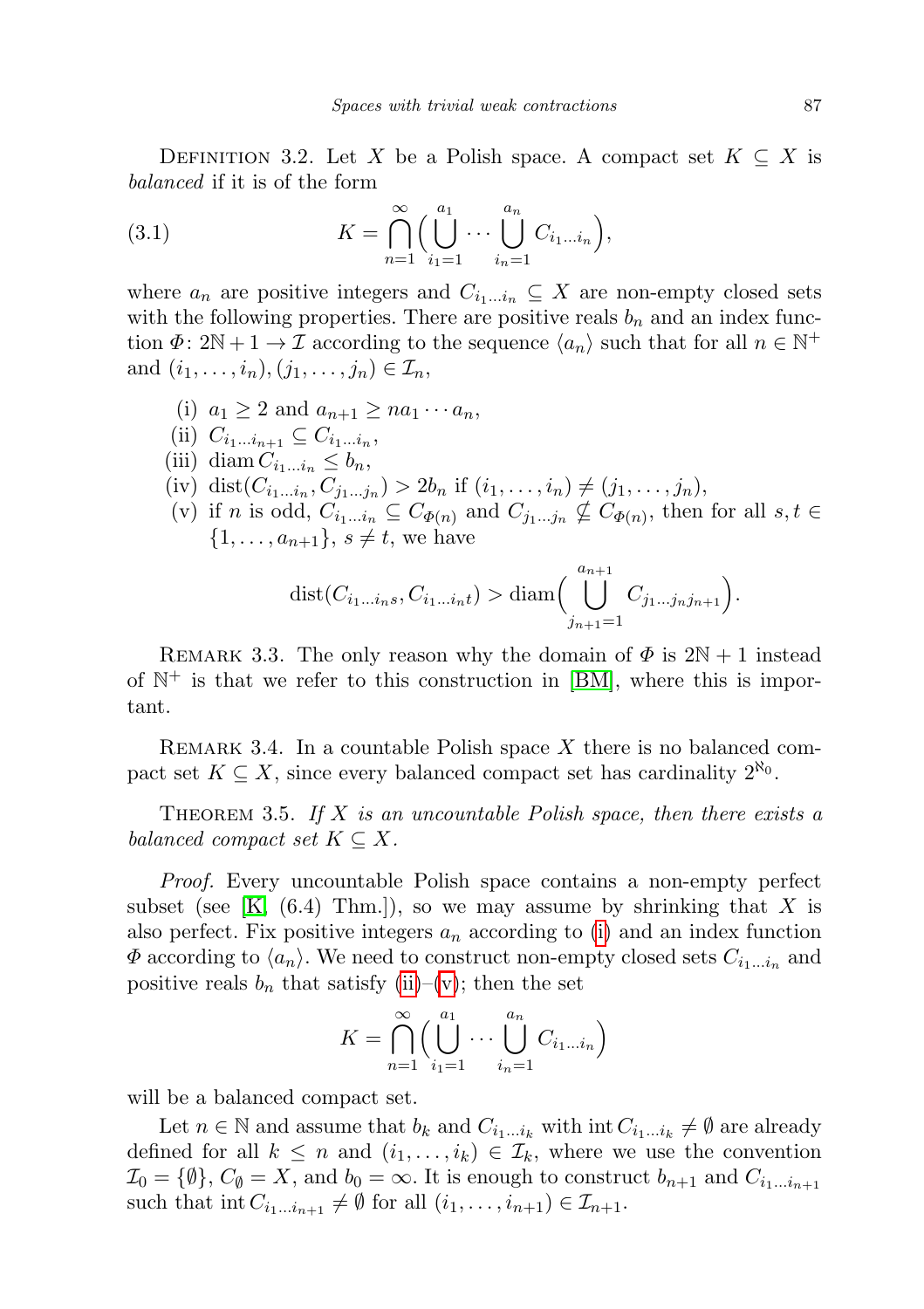Definition 3.2. Let $X$ be a Polish space. A compact set $K \subseteq X$ is *balanced* if it is of the form

$$K = \bigcap_{n=1}^{\infty} \Big( \bigcup_{i_1=1}^{a_1} \cdots \bigcup_{i_n=1}^{a_n} C_{i_1 \ldots i_n} \Big), \tag{3.1}$$

where $a_n$ are positive integers and $C_{i_1 \ldots i_n} \subseteq X$ are non-empty closed sets with the following properties. There are positive reals $b_n$ and an index function $\Phi \colon 2\mathbb{N}+1 \to \mathcal{I}$ according to the sequence $\langle a_n \rangle$ such that for all $n \in \mathbb{N}^+$ and $(i_1, \ldots, i_n), (j_1, \ldots, j_n) \in \mathcal{I}_n$,

- (i) $a_1 \geq 2$ and $a_{n+1} \geq n a_1 \cdots a_n$,
- (ii) $C_{i_1 \ldots i_{n+1}} \subseteq C_{i_1 \ldots i_n}$,
- (iii) $\operatorname{diam} C_{i_1 \ldots i_n} \leq b_n$,
- (iv) $\operatorname{dist}(C_{i_1 \ldots i_n}, C_{j_1 \ldots j_n}) > 2b_n$ if $(i_1, \ldots, i_n) \neq (j_1, \ldots, j_n)$,
- (v) if $n$ is odd, $C_{i_1 \ldots i_n} \subseteq C_{\Phi(n)}$ and $C_{j_1 \ldots j_n} \nsubseteq C_{\Phi(n)}$, then for all $s, t \in \{1, \ldots, a_{n+1}\}$, $s \neq t$, we have

$$\operatorname{dist}(C_{i_1 \ldots i_n s}, C_{i_1 \ldots i_n t}) > \operatorname{diam}\Big( \bigcup_{j_{n+1}=1}^{a_{n+1}} C_{j_1 \ldots j_n j_{n+1}} \Big).$$

Remark 3.3. The only reason why the domain of $\Phi$ is $2\mathbb{N}+1$ instead of $\mathbb{N}^+$ is that we refer to this construction in [BM], where this is important.

Remark 3.4. In a countable Polish space $X$ there is no balanced compact set $K \subseteq X$, since every balanced compact set has cardinality $2^{\aleph_0}$.

Theorem 3.5. *If $X$ is an uncountable Polish space, then there exists a balanced compact set $K \subseteq X$.*

*Proof.* Every uncountable Polish space contains a non-empty perfect subset (see [K, (6.4) Thm.]), so we may assume by shrinking that $X$ is also perfect. Fix positive integers $a_n$ according to (i) and an index function $\Phi$ according to $\langle a_n \rangle$. We need to construct non-empty closed sets $C_{i_1 \ldots i_n}$ and positive reals $b_n$ that satisfy (ii)–(v); then the set

$$K = \bigcap_{n=1}^{\infty} \Big( \bigcup_{i_1=1}^{a_1} \cdots \bigcup_{i_n=1}^{a_n} C_{i_1 \ldots i_n} \Big)$$

will be a balanced compact set.

Let $n \in \mathbb{N}$ and assume that $b_k$ and $C_{i_1 \ldots i_k}$ with $\operatorname{int} C_{i_1 \ldots i_k} \neq \emptyset$ are already defined for all $k \leq n$ and $(i_1, \ldots, i_k) \in \mathcal{I}_k$, where we use the convention $\mathcal{I}_0 = \{\emptyset\}$, $C_\emptyset = X$, and $b_0 = \infty$. It is enough to construct $b_{n+1}$ and $C_{i_1 \ldots i_{n+1}}$ such that $\operatorname{int} C_{i_1 \ldots i_{n+1}} \neq \emptyset$ for all $(i_1, \ldots, i_{n+1}) \in \mathcal{I}_{n+1}$.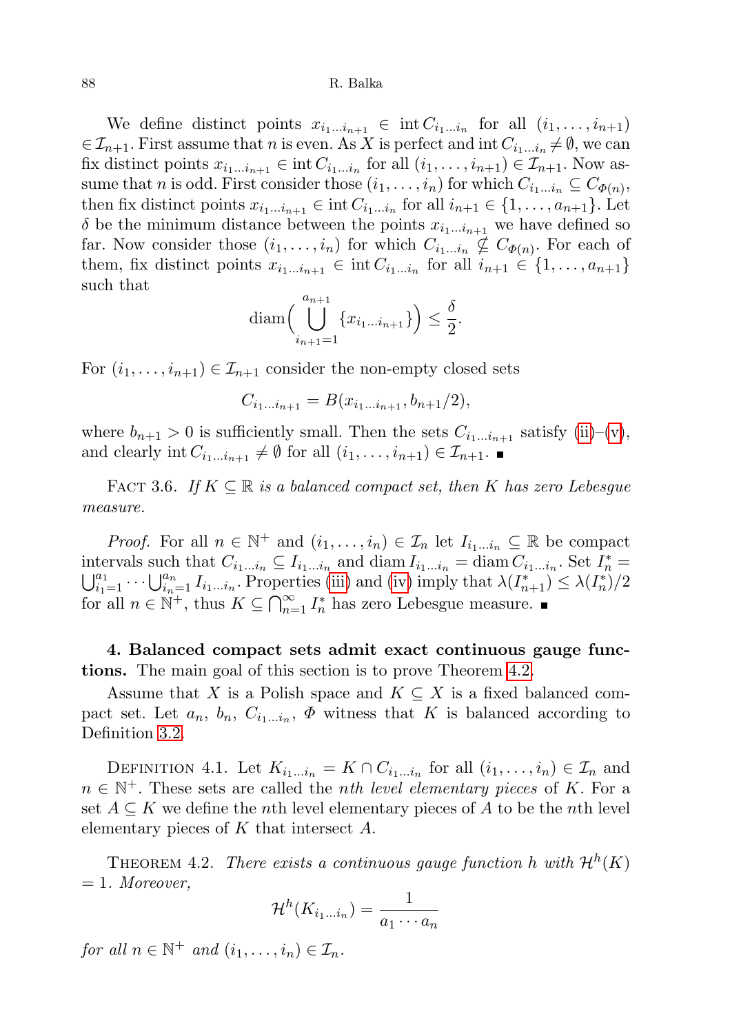We define distinct points $x_{i_1\dots i_{n+1}} \in \operatorname{int} C_{i_1\dots i_n}$ for all $(i_1,\dots,i_{n+1}) \in \mathcal{I}_{n+1}$. First assume that $n$ is even. As $X$ is perfect and $\operatorname{int} C_{i_1\dots i_n} \neq \emptyset$, we can fix distinct points $x_{i_1\dots i_{n+1}} \in \operatorname{int} C_{i_1\dots i_n}$ for all $(i_1,\dots,i_{n+1}) \in \mathcal{I}_{n+1}$. Now assume that $n$ is odd. First consider those $(i_1,\dots,i_n)$ for which $C_{i_1\dots i_n} \subseteq C_{\Phi(n)}$, then fix distinct points $x_{i_1\dots i_{n+1}} \in \operatorname{int} C_{i_1\dots i_n}$ for all $i_{n+1} \in \{1,\dots,a_{n+1}\}$. Let $\delta$ be the minimum distance between the points $x_{i_1\dots i_{n+1}}$ we have defined so far. Now consider those $(i_1,\dots,i_n)$ for which $C_{i_1\dots i_n} \nsubseteq C_{\Phi(n)}$. For each of them, fix distinct points $x_{i_1\dots i_{n+1}} \in \operatorname{int} C_{i_1\dots i_n}$ for all $i_{n+1} \in \{1,\dots,a_{n+1}\}$ such that

$$\operatorname{diam}\Big(\bigcup_{i_{n+1}=1}^{a_{n+1}} \{x_{i_1\dots i_{n+1}}\}\Big) \leq \frac{\delta}{2}.$$

For $(i_1,\dots,i_{n+1}) \in \mathcal{I}_{n+1}$ consider the non-empty closed sets

$$C_{i_1\dots i_{n+1}} = B(x_{i_1\dots i_{n+1}}, b_{n+1}/2),$$

where $b_{n+1} > 0$ is sufficiently small. Then the sets $C_{i_1\dots i_{n+1}}$ satisfy (ii)–(v), and clearly $\operatorname{int} C_{i_1\dots i_{n+1}} \neq \emptyset$ for all $(i_1,\dots,i_{n+1}) \in \mathcal{I}_{n+1}$. ∎

Fact 3.6. *If $K \subseteq \mathbb{R}$ is a balanced compact set, then $K$ has zero Lebesgue measure.*

*Proof.* For all $n \in \mathbb{N}^+$ and $(i_1,\dots,i_n) \in \mathcal{I}_n$ let $I_{i_1\dots i_n} \subseteq \mathbb{R}$ be compact intervals such that $C_{i_1\dots i_n} \subseteq I_{i_1\dots i_n}$ and $\operatorname{diam} I_{i_1\dots i_n} = \operatorname{diam} C_{i_1\dots i_n}$. Set $I_n^* = \bigcup_{i_1=1}^{a_1} \cdots \bigcup_{i_n=1}^{a_n} I_{i_1\dots i_n}$. Properties (iii) and (iv) imply that $\lambda(I_{n+1}^*) \leq \lambda(I_n^*)/2$ for all $n \in \mathbb{N}^+$, thus $K \subseteq \bigcap_{n=1}^{\infty} I_n^*$ has zero Lebesgue measure. ∎

**4. Balanced compact sets admit exact continuous gauge functions.** The main goal of this section is to prove Theorem 4.2.

Assume that $X$ is a Polish space and $K \subseteq X$ is a fixed balanced compact set. Let $a_n$, $b_n$, $C_{i_1\dots i_n}$, $\Phi$ witness that $K$ is balanced according to Definition 3.2.

Definition 4.1. Let $K_{i_1\dots i_n} = K \cap C_{i_1\dots i_n}$ for all $(i_1,\dots,i_n) \in \mathcal{I}_n$ and $n \in \mathbb{N}^+$. These sets are called the *nth level elementary pieces* of $K$. For a set $A \subseteq K$ we define the $n$th level elementary pieces of $A$ to be the $n$th level elementary pieces of $K$ that intersect $A$.

Theorem 4.2. *There exists a continuous gauge function $h$ with $\mathcal{H}^h(K) = 1$. Moreover,*

$$\mathcal{H}^h(K_{i_1\dots i_n}) = \frac{1}{a_1 \cdots a_n}$$

*for all $n \in \mathbb{N}^+$ and $(i_1,\dots,i_n) \in \mathcal{I}_n$.*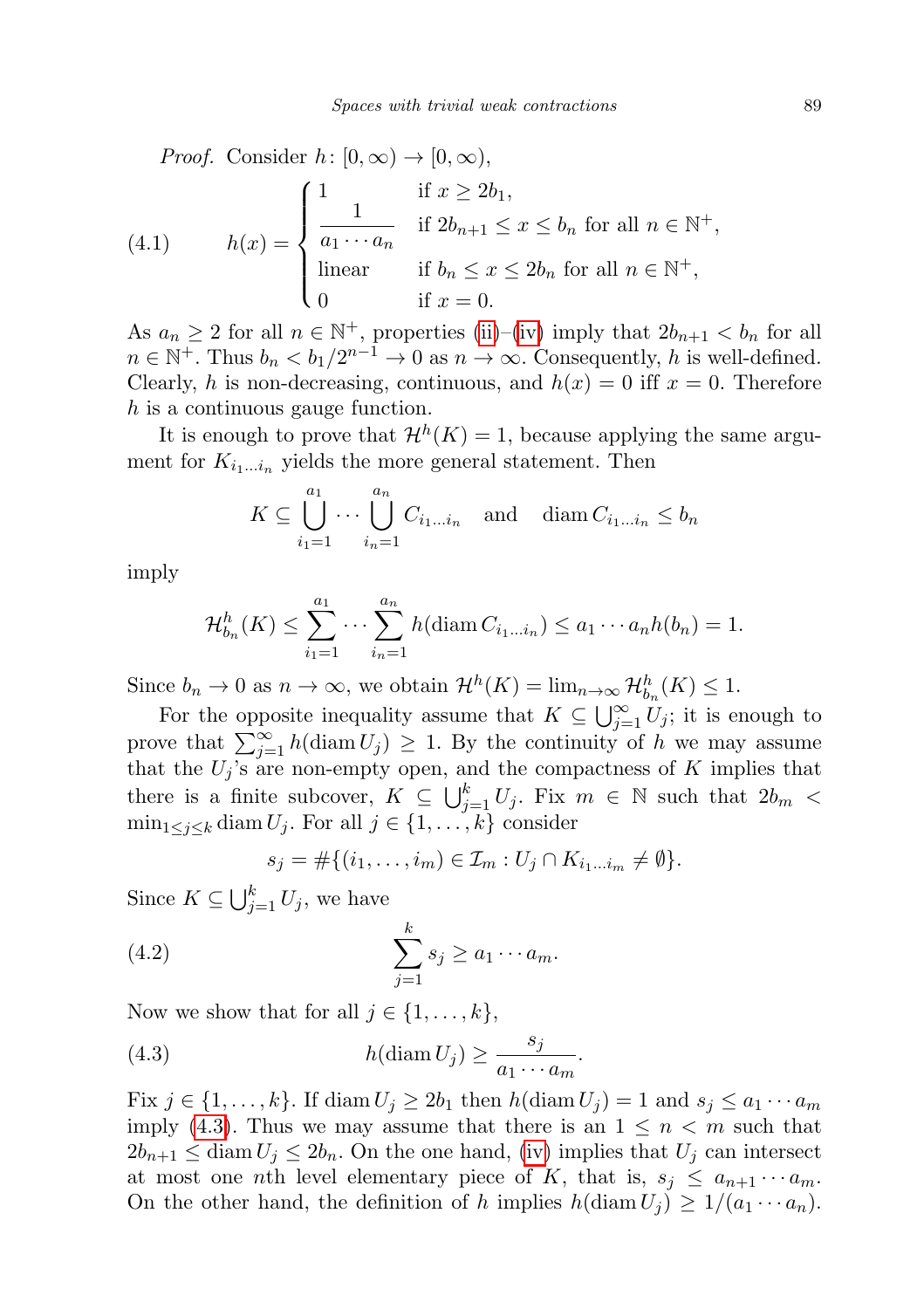*Proof.* Consider $h\colon [0,\infty) \to [0,\infty)$,

$$
h(x) = \begin{cases} 1 & \text{if } x \geq 2b_1, \\ \dfrac{1}{a_1 \cdots a_n} & \text{if } 2b_{n+1} \leq x \leq b_n \text{ for all } n \in \mathbb{N}^+, \\ \text{linear} & \text{if } b_n \leq x \leq 2b_n \text{ for all } n \in \mathbb{N}^+, \\ 0 & \text{if } x = 0. \end{cases} \tag{4.1}
$$

As $a_n \geq 2$ for all $n \in \mathbb{N}^+$, properties (ii)–(iv) imply that $2b_{n+1} < b_n$ for all $n \in \mathbb{N}^+$. Thus $b_n < b_1/2^{n-1} \to 0$ as $n \to \infty$. Consequently, $h$ is well-defined. Clearly, $h$ is non-decreasing, continuous, and $h(x) = 0$ iff $x = 0$. Therefore $h$ is a continuous gauge function.

It is enough to prove that $\mathcal{H}^h(K) = 1$, because applying the same argument for $K_{i_1 \dots i_n}$ yields the more general statement. Then

$$
K \subseteq \bigcup_{i_1=1}^{a_1} \cdots \bigcup_{i_n=1}^{a_n} C_{i_1 \dots i_n} \quad \text{and} \quad \operatorname{diam} C_{i_1 \dots i_n} \leq b_n
$$

imply

$$
\mathcal{H}^h_{b_n}(K) \leq \sum_{i_1=1}^{a_1} \cdots \sum_{i_n=1}^{a_n} h(\operatorname{diam} C_{i_1 \dots i_n}) \leq a_1 \cdots a_n h(b_n) = 1.
$$

Since $b_n \to 0$ as $n \to \infty$, we obtain $\mathcal{H}^h(K) = \lim_{n\to\infty} \mathcal{H}^h_{b_n}(K) \leq 1$.

For the opposite inequality assume that $K \subseteq \bigcup_{j=1}^{\infty} U_j$; it is enough to prove that $\sum_{j=1}^{\infty} h(\operatorname{diam} U_j) \geq 1$. By the continuity of $h$ we may assume that the $U_j$'s are non-empty open, and the compactness of $K$ implies that there is a finite subcover, $K \subseteq \bigcup_{j=1}^{k} U_j$. Fix $m \in \mathbb{N}$ such that $2b_m < \min_{1 \leq j \leq k} \operatorname{diam} U_j$. For all $j \in \{1, \dots, k\}$ consider

$$
s_j = \#\{(i_1, \dots, i_m) \in \mathcal{I}_m : U_j \cap K_{i_1 \dots i_m} \neq \emptyset\}.
$$

Since $K \subseteq \bigcup_{j=1}^{k} U_j$, we have

$$
\sum_{j=1}^{k} s_j \geq a_1 \cdots a_m. \tag{4.2}
$$

Now we show that for all $j \in \{1, \dots, k\}$,

$$
h(\operatorname{diam} U_j) \geq \frac{s_j}{a_1 \cdots a_m}. \tag{4.3}
$$

Fix $j \in \{1, \dots, k\}$. If $\operatorname{diam} U_j \geq 2b_1$ then $h(\operatorname{diam} U_j) = 1$ and $s_j \leq a_1 \cdots a_m$ imply (4.3). Thus we may assume that there is an $1 \leq n < m$ such that $2b_{n+1} \leq \operatorname{diam} U_j \leq 2b_n$. On the one hand, (iv) implies that $U_j$ can intersect at most one $n$th level elementary piece of $K$, that is, $s_j \leq a_{n+1} \cdots a_m$. On the other hand, the definition of $h$ implies $h(\operatorname{diam} U_j) \geq 1/(a_1 \cdots a_n)$.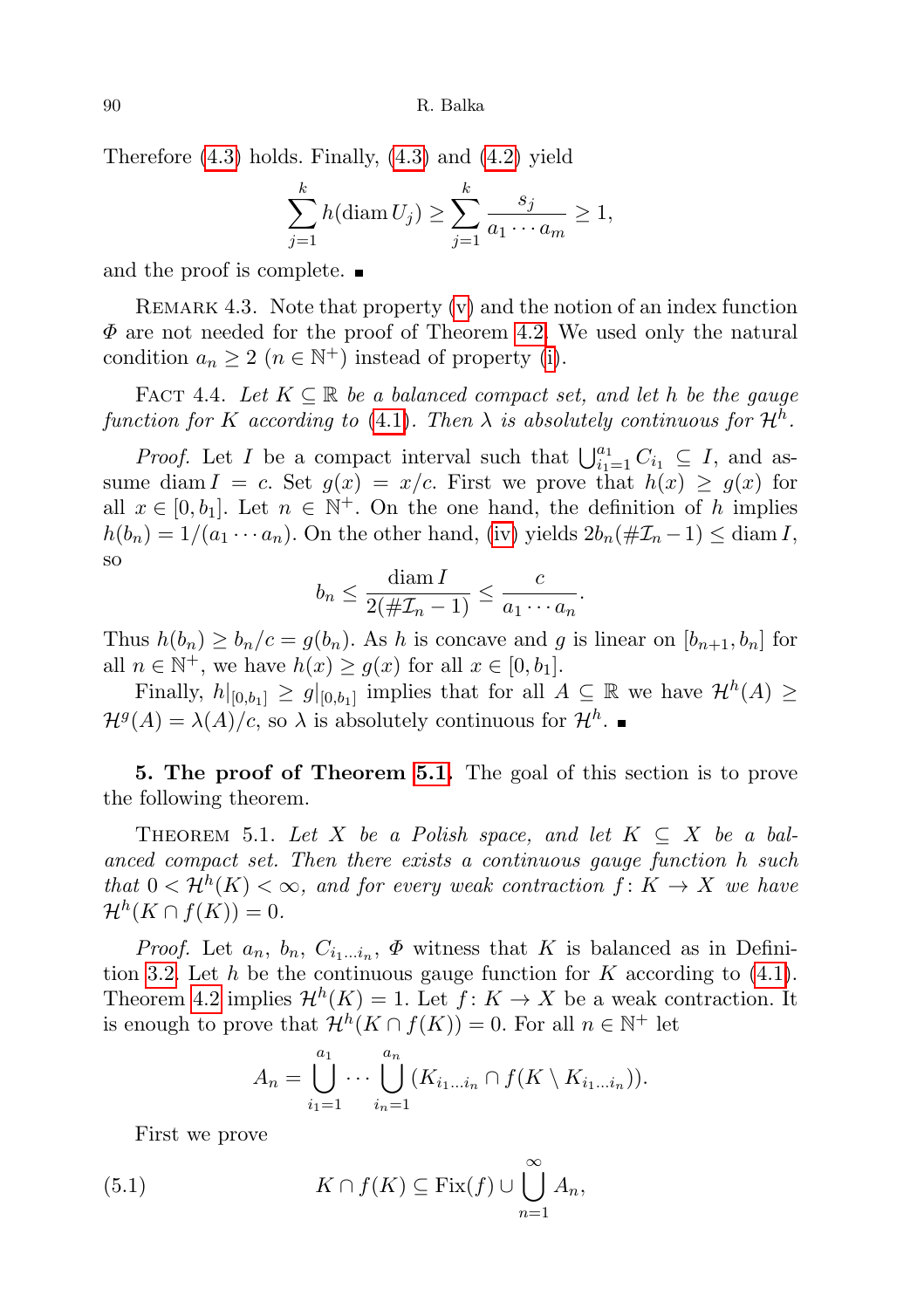Therefore (4.3) holds. Finally, (4.3) and (4.2) yield

$$\sum_{j=1}^{k} h(\operatorname{diam} U_j) \geq \sum_{j=1}^{k} \frac{s_j}{a_1 \cdots a_m} \geq 1,$$

and the proof is complete. ∎

REMARK 4.3. Note that property (v) and the notion of an index function $\Phi$ are not needed for the proof of Theorem 4.2. We used only the natural condition $a_n \geq 2$ ($n \in \mathbb{N}^+$) instead of property (i).

FACT 4.4. *Let $K \subseteq \mathbb{R}$ be a balanced compact set, and let $h$ be the gauge function for $K$ according to (4.1). Then $\lambda$ is absolutely continuous for $\mathcal{H}^h$.*

*Proof.* Let $I$ be a compact interval such that $\bigcup_{i_1=1}^{a_1} C_{i_1} \subseteq I$, and assume $\operatorname{diam} I = c$. Set $g(x) = x/c$. First we prove that $h(x) \geq g(x)$ for all $x \in [0, b_1]$. Let $n \in \mathbb{N}^+$. On the one hand, the definition of $h$ implies $h(b_n) = 1/(a_1 \cdots a_n)$. On the other hand, (iv) yields $2b_n(\#\mathcal{I}_n - 1) \leq \operatorname{diam} I$, so

$$b_n \leq \frac{\operatorname{diam} I}{2(\#\mathcal{I}_n - 1)} \leq \frac{c}{a_1 \cdots a_n}.$$

Thus $h(b_n) \geq b_n/c = g(b_n)$. As $h$ is concave and $g$ is linear on $[b_{n+1}, b_n]$ for all $n \in \mathbb{N}^+$, we have $h(x) \geq g(x)$ for all $x \in [0, b_1]$.

Finally, $h|_{[0,b_1]} \geq g|_{[0,b_1]}$ implies that for all $A \subseteq \mathbb{R}$ we have $\mathcal{H}^h(A) \geq \mathcal{H}^g(A) = \lambda(A)/c$, so $\lambda$ is absolutely continuous for $\mathcal{H}^h$. ∎

**5. The proof of Theorem 5.1.** The goal of this section is to prove the following theorem.

THEOREM 5.1. *Let $X$ be a Polish space, and let $K \subseteq X$ be a balanced compact set. Then there exists a continuous gauge function $h$ such that $0 < \mathcal{H}^h(K) < \infty$, and for every weak contraction $f\colon K \to X$ we have $\mathcal{H}^h(K \cap f(K)) = 0$.*

*Proof.* Let $a_n$, $b_n$, $C_{i_1\ldots i_n}$, $\Phi$ witness that $K$ is balanced as in Definition 3.2. Let $h$ be the continuous gauge function for $K$ according to (4.1). Theorem 4.2 implies $\mathcal{H}^h(K) = 1$. Let $f\colon K \to X$ be a weak contraction. It is enough to prove that $\mathcal{H}^h(K \cap f(K)) = 0$. For all $n \in \mathbb{N}^+$ let

$$A_n = \bigcup_{i_1=1}^{a_1} \cdots \bigcup_{i_n=1}^{a_n} (K_{i_1\ldots i_n} \cap f(K \setminus K_{i_1\ldots i_n})).$$

First we prove

$$K \cap f(K) \subseteq \operatorname{Fix}(f) \cup \bigcup_{n=1}^{\infty} A_n, \tag{5.1}$$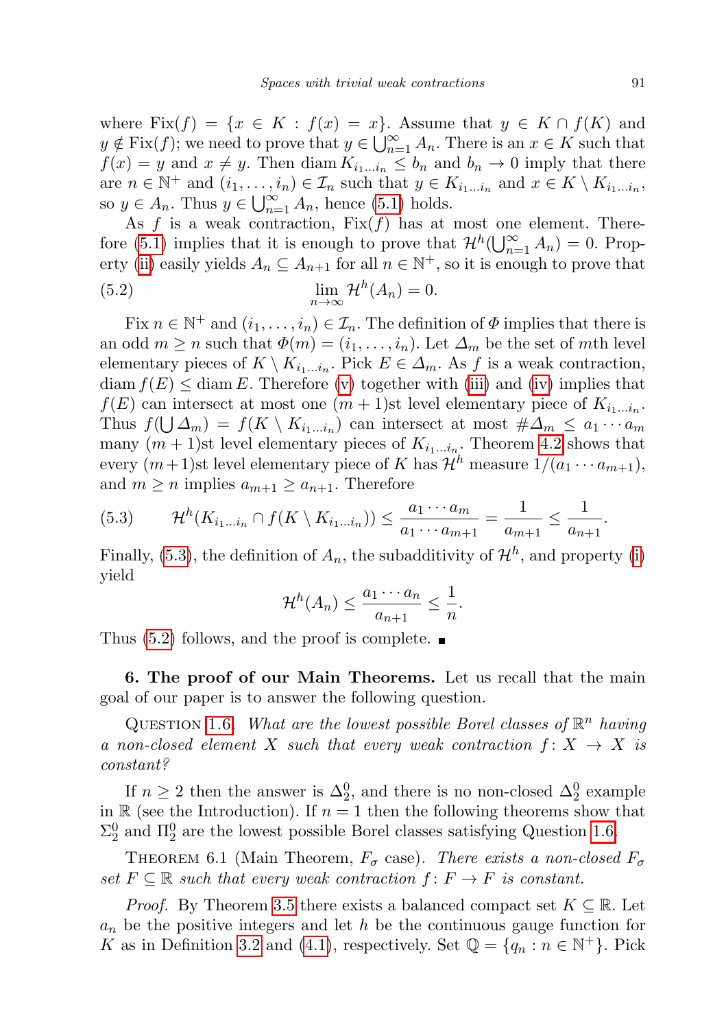where $\mathrm{Fix}(f) = \{x \in K : f(x) = x\}$. Assume that $y \in K \cap f(K)$ and $y \notin \mathrm{Fix}(f)$; we need to prove that $y \in \bigcup_{n=1}^{\infty} A_n$. There is an $x \in K$ such that $f(x) = y$ and $x \neq y$. Then $\operatorname{diam} K_{i_1\ldots i_n} \le b_n$ and $b_n \to 0$ imply that there are $n \in \mathbb{N}^+$ and $(i_1, \ldots, i_n) \in \mathcal{I}_n$ such that $y \in K_{i_1\ldots i_n}$ and $x \in K \setminus K_{i_1\ldots i_n}$, so $y \in A_n$. Thus $y \in \bigcup_{n=1}^{\infty} A_n$, hence (5.1) holds.

As $f$ is a weak contraction, $\mathrm{Fix}(f)$ has at most one element. Therefore (5.1) implies that it is enough to prove that $\mathcal{H}^h(\bigcup_{n=1}^{\infty} A_n) = 0$. Property (ii) easily yields $A_n \subseteq A_{n+1}$ for all $n \in \mathbb{N}^+$, so it is enough to prove that

$$\lim_{n\to\infty} \mathcal{H}^h(A_n) = 0. \tag{5.2}$$

Fix $n \in \mathbb{N}^+$ and $(i_1, \ldots, i_n) \in \mathcal{I}_n$. The definition of $\Phi$ implies that there is an odd $m \ge n$ such that $\Phi(m) = (i_1, \ldots, i_n)$. Let $\Delta_m$ be the set of $m$th level elementary pieces of $K \setminus K_{i_1\ldots i_n}$. Pick $E \in \Delta_m$. As $f$ is a weak contraction, $\operatorname{diam} f(E) \le \operatorname{diam} E$. Therefore (v) together with (iii) and (iv) implies that $f(E)$ can intersect at most one $(m+1)$st level elementary piece of $K_{i_1\ldots i_n}$. Thus $f(\bigcup \Delta_m) = f(K \setminus K_{i_1\ldots i_n})$ can intersect at most $\#\Delta_m \le a_1 \cdots a_m$ many $(m+1)$st level elementary pieces of $K_{i_1\ldots i_n}$. Theorem 4.2 shows that every $(m+1)$st level elementary piece of $K$ has $\mathcal{H}^h$ measure $1/(a_1 \cdots a_{m+1})$, and $m \ge n$ implies $a_{m+1} \ge a_{n+1}$. Therefore

$$\mathcal{H}^h(K_{i_1\ldots i_n} \cap f(K \setminus K_{i_1\ldots i_n})) \le \frac{a_1 \cdots a_m}{a_1 \cdots a_{m+1}} = \frac{1}{a_{m+1}} \le \frac{1}{a_{n+1}}. \tag{5.3}$$

Finally, (5.3), the definition of $A_n$, the subadditivity of $\mathcal{H}^h$, and property (i) yield

$$\mathcal{H}^h(A_n) \le \frac{a_1 \cdots a_n}{a_{n+1}} \le \frac{1}{n}.$$

Thus (5.2) follows, and the proof is complete. ∎

**6. The proof of our Main Theorems.** Let us recall that the main goal of our paper is to answer the following question.

QUESTION 1.6. *What are the lowest possible Borel classes of $\mathbb{R}^n$ having a non-closed element $X$ such that every weak contraction $f\colon X \to X$ is constant?*

If $n \ge 2$ then the answer is $\Delta^0_2$, and there is no non-closed $\Delta^0_2$ example in $\mathbb{R}$ (see the Introduction). If $n = 1$ then the following theorems show that $\Sigma^0_2$ and $\Pi^0_2$ are the lowest possible Borel classes satisfying Question 1.6.

THEOREM 6.1 (Main Theorem, $F_\sigma$ case). *There exists a non-closed $F_\sigma$ set $F \subseteq \mathbb{R}$ such that every weak contraction $f\colon F \to F$ is constant.*

*Proof.* By Theorem 3.5 there exists a balanced compact set $K \subseteq \mathbb{R}$. Let $a_n$ be the positive integers and let $h$ be the continuous gauge function for $K$ as in Definition 3.2 and (4.1), respectively. Set $\mathbb{Q} = \{q_n : n \in \mathbb{N}^+\}$. Pick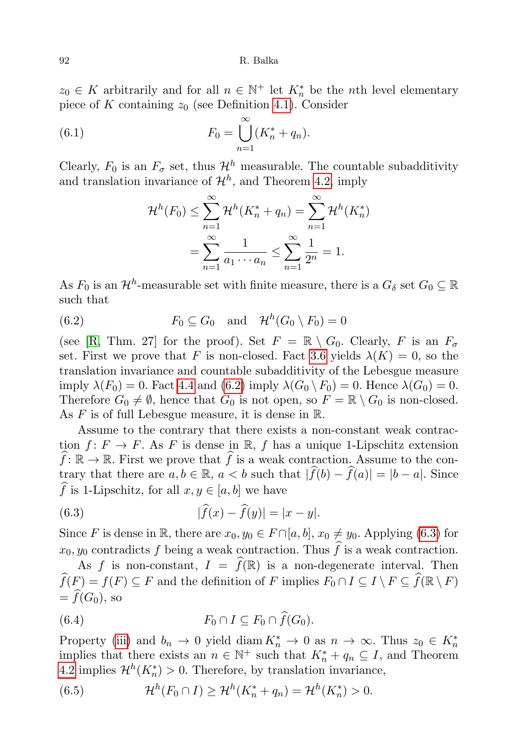$z_0 \in K$ arbitrarily and for all $n \in \mathbb{N}^+$ let $K_n^*$ be the $n$th level elementary piece of $K$ containing $z_0$ (see Definition 4.1). Consider

$$F_0 = \bigcup_{n=1}^{\infty} (K_n^* + q_n). \tag{6.1}$$

Clearly, $F_0$ is an $F_\sigma$ set, thus $\mathcal{H}^h$ measurable. The countable subadditivity and translation invariance of $\mathcal{H}^h$, and Theorem 4.2, imply

$$\begin{aligned}\mathcal{H}^h(F_0) &\leq \sum_{n=1}^{\infty} \mathcal{H}^h(K_n^* + q_n) = \sum_{n=1}^{\infty} \mathcal{H}^h(K_n^*) \\ &= \sum_{n=1}^{\infty} \frac{1}{a_1 \cdots a_n} \leq \sum_{n=1}^{\infty} \frac{1}{2^n} = 1.\end{aligned}$$

As $F_0$ is an $\mathcal{H}^h$-measurable set with finite measure, there is a $G_\delta$ set $G_0 \subseteq \mathbb{R}$ such that

$$F_0 \subseteq G_0 \quad \text{and} \quad \mathcal{H}^h(G_0 \setminus F_0) = 0 \tag{6.2}$$

(see [R, Thm. 27] for the proof). Set $F = \mathbb{R} \setminus G_0$. Clearly, $F$ is an $F_\sigma$ set. First we prove that $F$ is non-closed. Fact 3.6 yields $\lambda(K) = 0$, so the translation invariance and countable subadditivity of the Lebesgue measure imply $\lambda(F_0) = 0$. Fact 4.4 and (6.2) imply $\lambda(G_0 \setminus F_0) = 0$. Hence $\lambda(G_0) = 0$. Therefore $G_0 \neq \emptyset$, hence that $G_0$ is not open, so $F = \mathbb{R} \setminus G_0$ is non-closed. As $F$ is of full Lebesgue measure, it is dense in $\mathbb{R}$.

Assume to the contrary that there exists a non-constant weak contraction $f \colon F \to F$. As $F$ is dense in $\mathbb{R}$, $f$ has a unique 1-Lipschitz extension $\widehat{f} \colon \mathbb{R} \to \mathbb{R}$. First we prove that $\widehat{f}$ is a weak contraction. Assume to the contrary that there are $a, b \in \mathbb{R}$, $a < b$ such that $|\widehat{f}(b) - \widehat{f}(a)| = |b - a|$. Since $\widehat{f}$ is 1-Lipschitz, for all $x, y \in [a, b]$ we have

$$|\widehat{f}(x) - \widehat{f}(y)| = |x - y|. \tag{6.3}$$

Since $F$ is dense in $\mathbb{R}$, there are $x_0, y_0 \in F \cap [a, b]$, $x_0 \neq y_0$. Applying (6.3) for $x_0, y_0$ contradicts $f$ being a weak contraction. Thus $\widehat{f}$ is a weak contraction.

As $f$ is non-constant, $I = \widehat{f}(\mathbb{R})$ is a non-degenerate interval. Then $\widehat{f}(F) = f(F) \subseteq F$ and the definition of $F$ implies $F_0 \cap I \subseteq I \setminus F \subseteq \widehat{f}(\mathbb{R} \setminus F) = \widehat{f}(G_0)$, so

$$F_0 \cap I \subseteq F_0 \cap \widehat{f}(G_0). \tag{6.4}$$

Property (iii) and $b_n \to 0$ yield $\operatorname{diam} K_n^* \to 0$ as $n \to \infty$. Thus $z_0 \in K_n^*$ implies that there exists an $n \in \mathbb{N}^+$ such that $K_n^* + q_n \subseteq I$, and Theorem 4.2 implies $\mathcal{H}^h(K_n^*) > 0$. Therefore, by translation invariance,

$$\mathcal{H}^h(F_0 \cap I) \geq \mathcal{H}^h(K_n^* + q_n) = \mathcal{H}^h(K_n^*) > 0. \tag{6.5}$$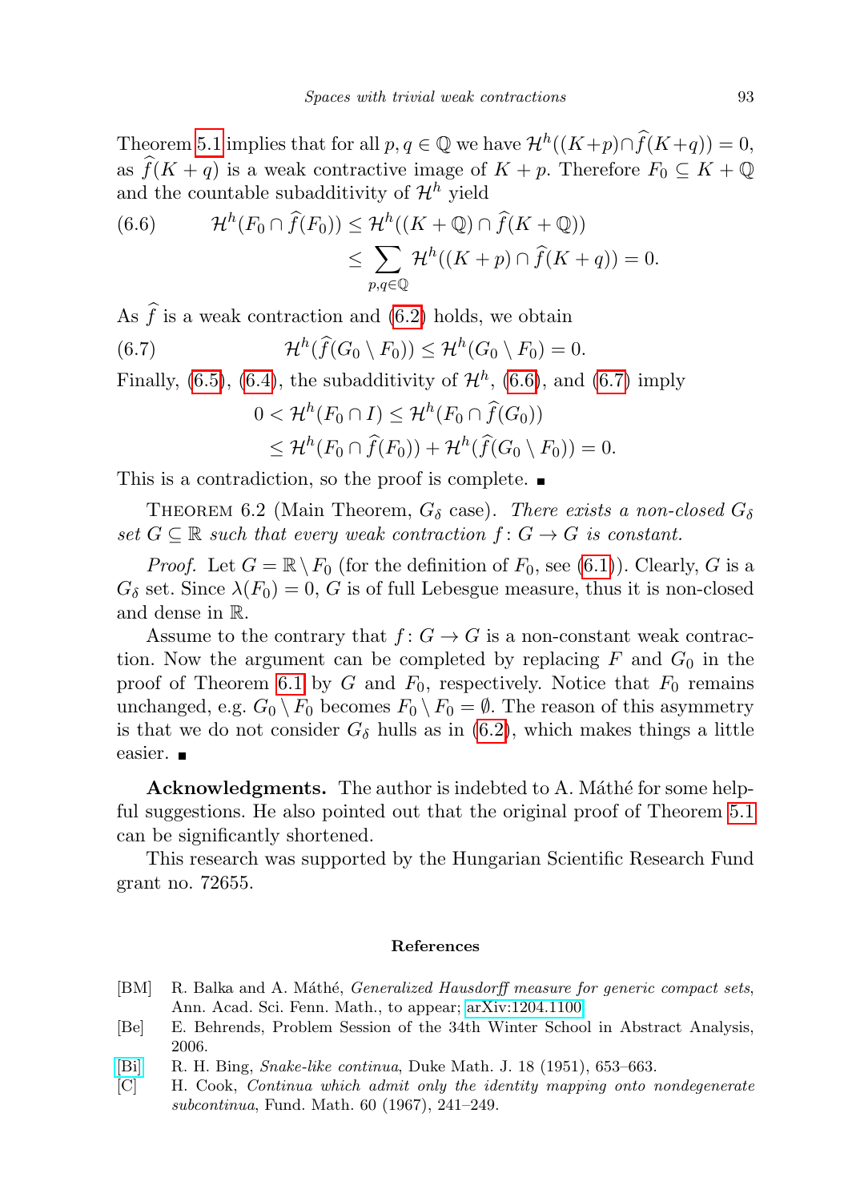Theorem 5.1 implies that for all $p, q \in \mathbb{Q}$ we have $\mathcal{H}^h((K+p) \cap \widehat{f}(K+q)) = 0$, as $\widehat{f}(K+q)$ is a weak contractive image of $K+p$. Therefore $F_0 \subseteq K + \mathbb{Q}$ and the countable subadditivity of $\mathcal{H}^h$ yield

$$\begin{aligned} \mathcal{H}^h(F_0 \cap \widehat{f}(F_0)) &\leq \mathcal{H}^h((K+\mathbb{Q}) \cap \widehat{f}(K+\mathbb{Q})) \\ &\leq \sum_{p,q \in \mathbb{Q}} \mathcal{H}^h((K+p) \cap \widehat{f}(K+q)) = 0. \end{aligned} \tag{6.6}$$

As $\widehat{f}$ is a weak contraction and (6.2) holds, we obtain

$$\mathcal{H}^h(\widehat{f}(G_0 \setminus F_0)) \leq \mathcal{H}^h(G_0 \setminus F_0) = 0. \tag{6.7}$$

Finally, (6.5), (6.4), the subadditivity of $\mathcal{H}^h$, (6.6), and (6.7) imply

$$\begin{aligned} 0 < \mathcal{H}^h(F_0 \cap I) &\leq \mathcal{H}^h(F_0 \cap \widehat{f}(G_0)) \\ &\leq \mathcal{H}^h(F_0 \cap \widehat{f}(F_0)) + \mathcal{H}^h(\widehat{f}(G_0 \setminus F_0)) = 0. \end{aligned}$$

This is a contradiction, so the proof is complete. ∎

Theorem 6.2 (Main Theorem, $G_\delta$ case). *There exists a non-closed $G_\delta$ set $G \subseteq \mathbb{R}$ such that every weak contraction $f \colon G \to G$ is constant.*

*Proof.* Let $G = \mathbb{R} \setminus F_0$ (for the definition of $F_0$, see (6.1)). Clearly, $G$ is a $G_\delta$ set. Since $\lambda(F_0) = 0$, $G$ is of full Lebesgue measure, thus it is non-closed and dense in $\mathbb{R}$.

Assume to the contrary that $f \colon G \to G$ is a non-constant weak contraction. Now the argument can be completed by replacing $F$ and $G_0$ in the proof of Theorem 6.1 by $G$ and $F_0$, respectively. Notice that $F_0$ remains unchanged, e.g. $G_0 \setminus F_0$ becomes $F_0 \setminus F_0 = \emptyset$. The reason of this asymmetry is that we do not consider $G_\delta$ hulls as in (6.2), which makes things a little easier. ∎

**Acknowledgments.** The author is indebted to A. Máthé for some helpful suggestions. He also pointed out that the original proof of Theorem 5.1 can be significantly shortened.

This research was supported by the Hungarian Scientific Research Fund grant no. 72655.

### References

[BM] R. Balka and A. Máthé, *Generalized Hausdorff measure for generic compact sets*, Ann. Acad. Sci. Fenn. Math., to appear; arXiv:1204.1100.

[Be] E. Behrends, Problem Session of the 34th Winter School in Abstract Analysis, 2006.

[Bi] R. H. Bing, *Snake-like continua*, Duke Math. J. 18 (1951), 653–663.

[C] H. Cook, *Continua which admit only the identity mapping onto nondegenerate subcontinua*, Fund. Math. 60 (1967), 241–249.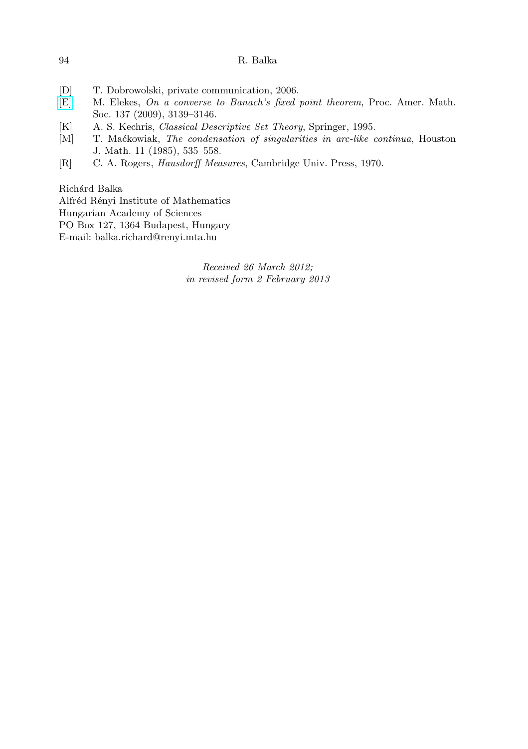[D] T. Dobrowolski, private communication, 2006.

[E] M. Elekes, *On a converse to Banach's fixed point theorem*, Proc. Amer. Math. Soc. 137 (2009), 3139–3146.

[K] A. S. Kechris, *Classical Descriptive Set Theory*, Springer, 1995.

[M] T. Maćkowiak, *The condensation of singularities in arc-like continua*, Houston J. Math. 11 (1985), 535–558.

[R] C. A. Rogers, *Hausdorff Measures*, Cambridge Univ. Press, 1970.

Richárd Balka
Alfréd Rényi Institute of Mathematics
Hungarian Academy of Sciences
PO Box 127, 1364 Budapest, Hungary
E-mail: balka.richard@renyi.mta.hu

*Received 26 March 2012;*
*in revised form 2 February 2013*